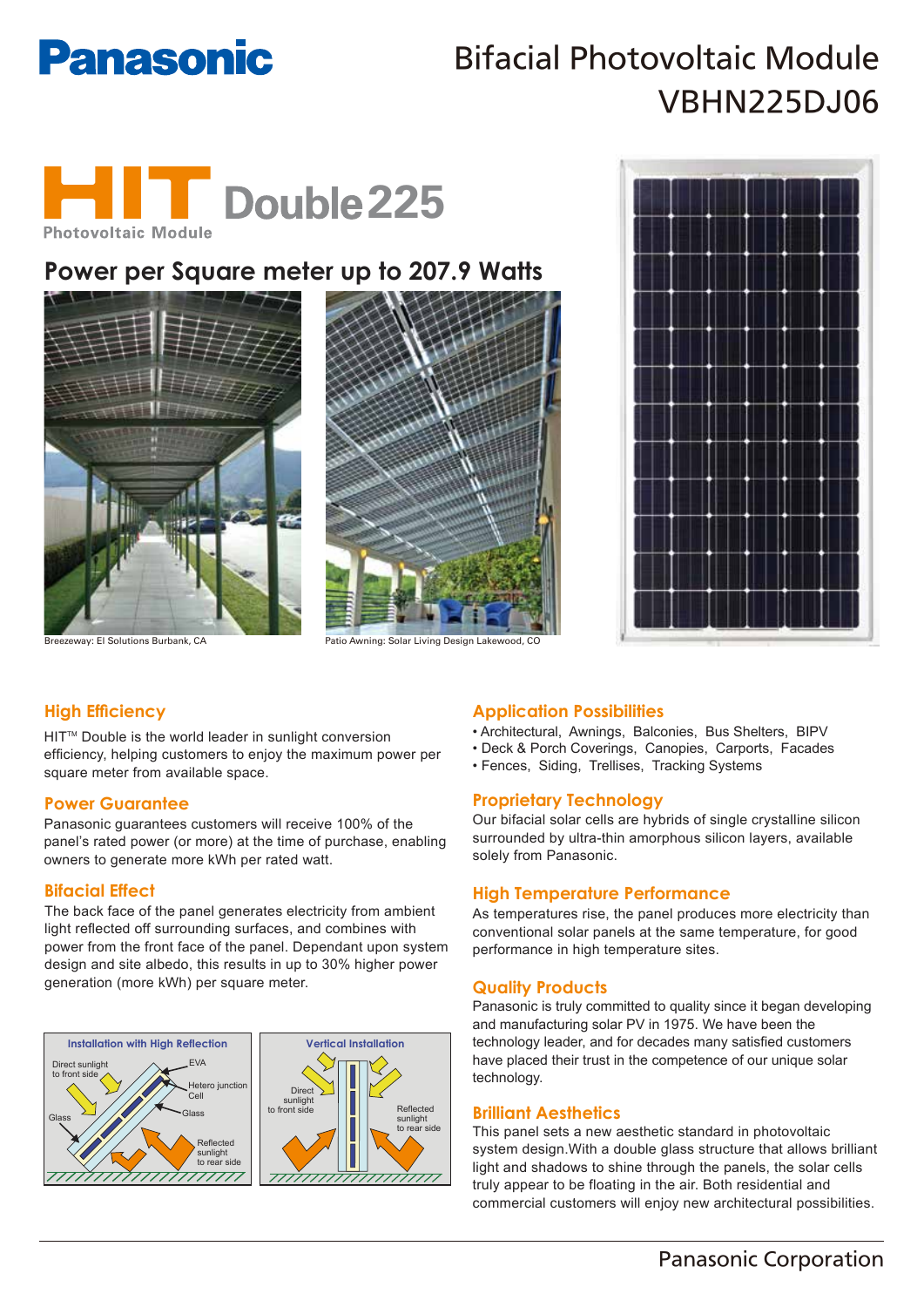Panasonic

# Bifacial Photovoltaic Module VBHN225DJ06

HIT Double225

Photovoltaic Module

## Power per Square meter up to 207.9 Watts

Breezeway: El Solutions Burbank, CA

Patio Awning: Solar Living Design Lakewood, CO

### High Efficiency

HIT™ Double is the world leader in sunlight conversion efficiency, helping customers to enjoy the maximum power per square meter from available space.

### Power Guarantee

Panasonic guarantees customers will receive 100% of the panel's rated power (or more) at the time of purchase, enabling owners to generate more kWh per rated watt.

### Bifacial Effect

The back face of the panel generates electricity from ambient light reflected off surrounding surfaces, and combines with power from the front face of the panel. Dependant upon system design and site albedo, this results in up to 30% higher power generation (more kWh) per square meter.

Installation with High Reflection: Direct sunlight to front side; EVA; Hetero junction Cell; Glass; Glass; Reflected sunlight to rear side

Vertical Installation: Direct sunlight to front side; Reflected sunlight to rear side

### Application Possibilities

- Architectural, Awnings, Balconies, Bus Shelters, BIPV
- Deck & Porch Coverings, Canopies, Carports, Facades
- Fences, Siding, Trellises, Tracking Systems

### Proprietary Technology

Our bifacial solar cells are hybrids of single crystalline silicon surrounded by ultra-thin amorphous silicon layers, available solely from Panasonic.

### High Temperature Performance

As temperatures rise, the panel produces more electricity than conventional solar panels at the same temperature, for good performance in high temperature sites.

### Quality Products

Panasonic is truly committed to quality since it began developing and manufacturing solar PV in 1975. We have been the technology leader, and for decades many satisfied customers have placed their trust in the competence of our unique solar technology.

### Brilliant Aesthetics

This panel sets a new aesthetic standard in photovoltaic system design.With a double glass structure that allows brilliant light and shadows to shine through the panels, the solar cells truly appear to be floating in the air. Both residential and commercial customers will enjoy new architectural possibilities.

Panasonic Corporation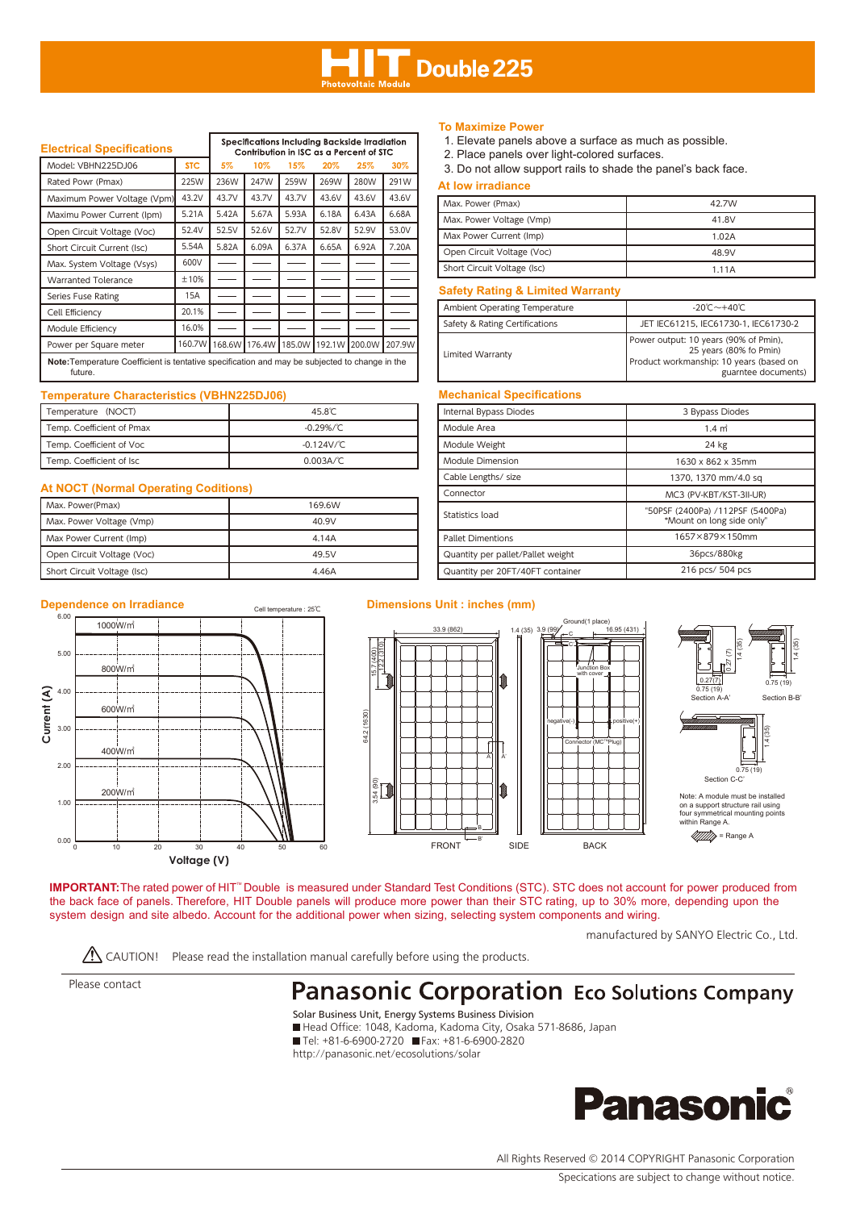# HIT Double 225

Photovoltaic Module

## Electrical Specifications

| | | Specifications Including Backside Irradiation Contribution in ISC as a Percent of STC | | | | | |
|---|---|---|---|---|---|---|---|
| Model: VBHN225DJ06 | STC | 5% | 10% | 15% | 20% | 25% | 30% |
| Rated Powr (Pmax) | 225W | 236W | 247W | 259W | 269W | 280W | 291W |
| Maximum Power Voltage (Vpm) | 43.2V | 43.7V | 43.7V | 43.7V | 43.6V | 43.6V | 43.6V |
| Maximu Power Current (Ipm) | 5.21A | 5.42A | 5.67A | 5.93A | 6.18A | 6.43A | 6.68A |
| Open Circuit Voltage (Voc) | 52.4V | 52.5V | 52.6V | 52.7V | 52.8V | 52.9V | 53.0V |
| Short Circuit Current (Isc) | 5.54A | 5.82A | 6.09A | 6.37A | 6.65A | 6.92A | 7.20A |
| Max. System Voltage (Vsys) | 600V | — | — | — | — | — | — |
| Warranted Tolerance | ±10% | — | — | — | — | — | — |
| Series Fuse Rating | 15A | — | — | — | — | — | — |
| Cell Efficiency | 20.1% | — | — | — | — | — | — |
| Module Efficiency | 16.0% | — | — | — | — | — | — |
| Power per Square meter | 160.7W | 168.6W | 176.4W | 185.0W | 192.1W | 200.0W | 207.9W |

**Note:** Temperature Coefficient is tentative specification and may be subjected to change in the future.

## Temperature Characteristics (VBHN225DJ06)

| | |
|---|---|
| Temperature (NOCT) | 45.8℃ |
| Temp. Coefficient of Pmax | -0.29%/℃ |
| Temp. Coefficient of Voc | -0.124V/℃ |
| Temp. Coefficient of Isc | 0.003A/℃ |

## At NOCT (Normal Operating Coditions)

| | |
|---|---|
| Max. Power(Pmax) | 169.6W |
| Max. Power Voltage (Vmp) | 40.9V |
| Max Power Current (Imp) | 4.14A |
| Open Circuit Voltage (Voc) | 49.5V |
| Short Circuit Voltage (Isc) | 4.46A |

## To Maximize Power

1. Elevate panels above a surface as much as possible.
2. Place panels over light-colored surfaces.
3. Do not allow support rails to shade the panel's back face.

## At low irradiance

| | |
|---|---|
| Max. Power (Pmax) | 42.7W |
| Max. Power Voltage (Vmp) | 41.8V |
| Max Power Current (Imp) | 1.02A |
| Open Circuit Voltage (Voc) | 48.9V |
| Short Circuit Voltage (Isc) | 1.11A |

## Safety Rating & Limited Warranty

| | |
|---|---|
| Ambient Operating Temperature | -20℃～+40℃ |
| Safety & Rating Certifications | JET IEC61215, IEC61730-1, IEC61730-2 |
| Limited Warranty | Power output: 10 years (90% of Pmin), 25 years (80% fo Pmin) Product workmanship: 10 years (based on guarntee documents) |

## Mechanical Specifications

| | |
|---|---|
| Internal Bypass Diodes | 3 Bypass Diodes |
| Module Area | 1.4 ㎡ |
| Module Weight | 24 kg |
| Module Dimension | 1630 x 862 x 35mm |
| Cable Lengths/ size | 1370, 1370 mm/4.0 sq |
| Connector | MC3 (PV-KBT/KST-3II-UR) |
| Statistics load | "50PSF (2400Pa) /112PSF (5400Pa) "Mount on long side only" |
| Pallet Dimentions | 1657×879×150mm |
| Quantity per pallet/Pallet weight | 36pcs/880kg |
| Quantity per 20FT/40FT container | 216 pcs/ 504 pcs |

## Dependence on Irradiance

Cell temperature : 25℃

1000W/㎡
800W/㎡
600W/㎡
400W/㎡
200W/㎡

Current (A)
6.00
5.00
4.00
3.00
2.00
1.00
0.00

Voltage (V)
0 10 20 30 40 50 60

## Dimensions Unit : inches (mm)

33.9 (862)
1.4 (35)
3.9 (99)
Ground(1 place)
16.95 (431)
15.7 (400)
12.2 (310)
64.2 (1630)
3.54 (90)
Junction Box with cover
negative(-)
positive(+)
Connector (MC™Plug)
FRONT
SIDE
BACK

0.27 (7)
0.27(7)
0.75 (19)
1.4 (35)
Section A-A'
0.75 (19)
1.4 (35)
Section B-B'
1.4 (35)
0.75 (19)
Section C-C'

Note: A module must be installed on a support structure rail using four symmetrical mounting points within Range A.

= Range A

**IMPORTANT:** The rated power of HIT™ Double is measured under Standard Test Conditions (STC). STC does not account for power produced from the back face of panels. Therefore, HIT Double panels will produce more power than their STC rating, up to 30% more, depending upon the system design and site albedo. Account for the additional power when sizing, selecting system components and wiring.

manufactured by SANYO Electric Co., Ltd.

⚠ CAUTION! Please read the installation manual carefully before using the products.

Please contact

**Panasonic Corporation Eco Solutions Company**

Solar Business Unit, Energy Systems Business Division
■ Head Office: 1048, Kadoma, Kadoma City, Osaka 571-8686, Japan
■ Tel: +81-6-6900-2720 ■ Fax: +81-6-6900-2820
http://panasonic.net/ecosolutions/solar

Panasonic®

All Rights Reserved © 2014 COPYRIGHT Panasonic Corporation

Specications are subject to change without notice.